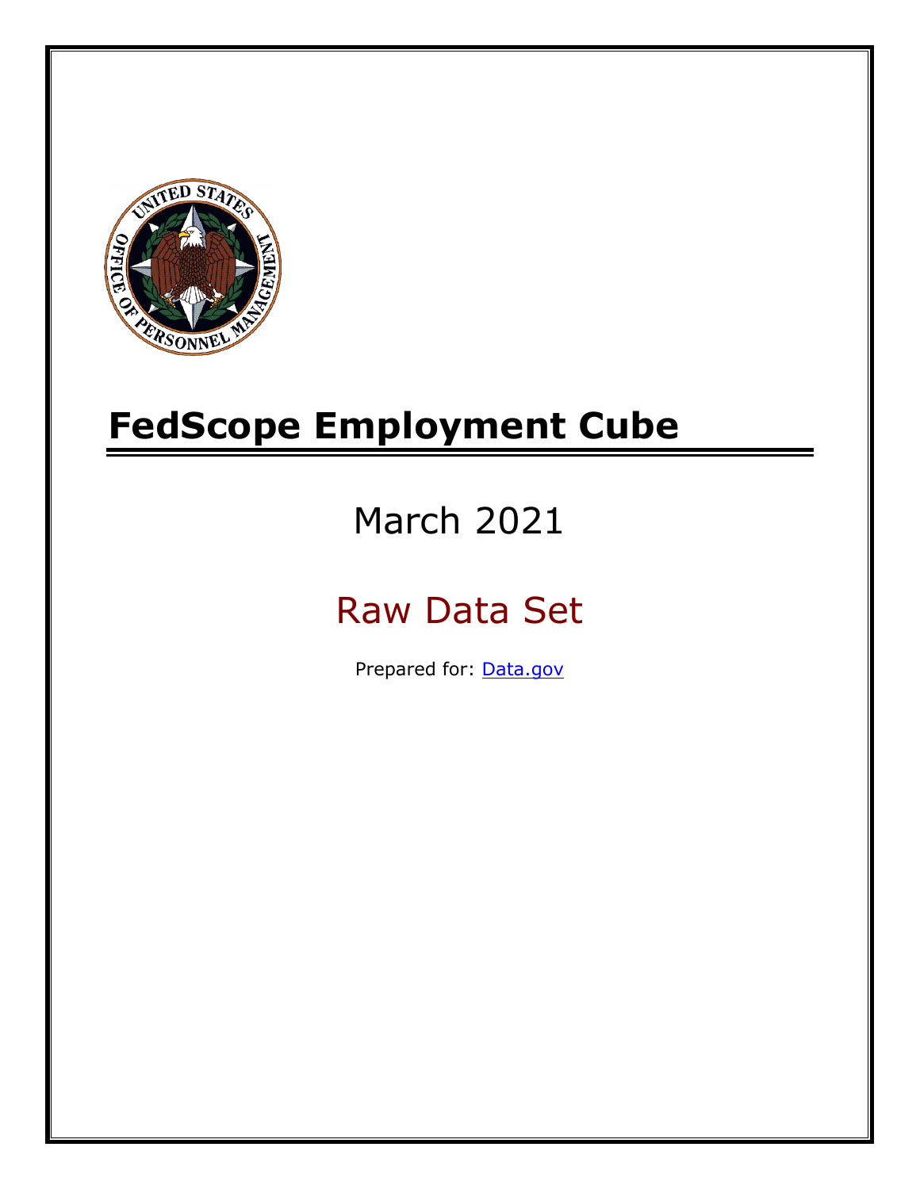# FedScope Employment Cube

March 2021

Raw Data Set

Prepared for: [Data.gov](Data.gov)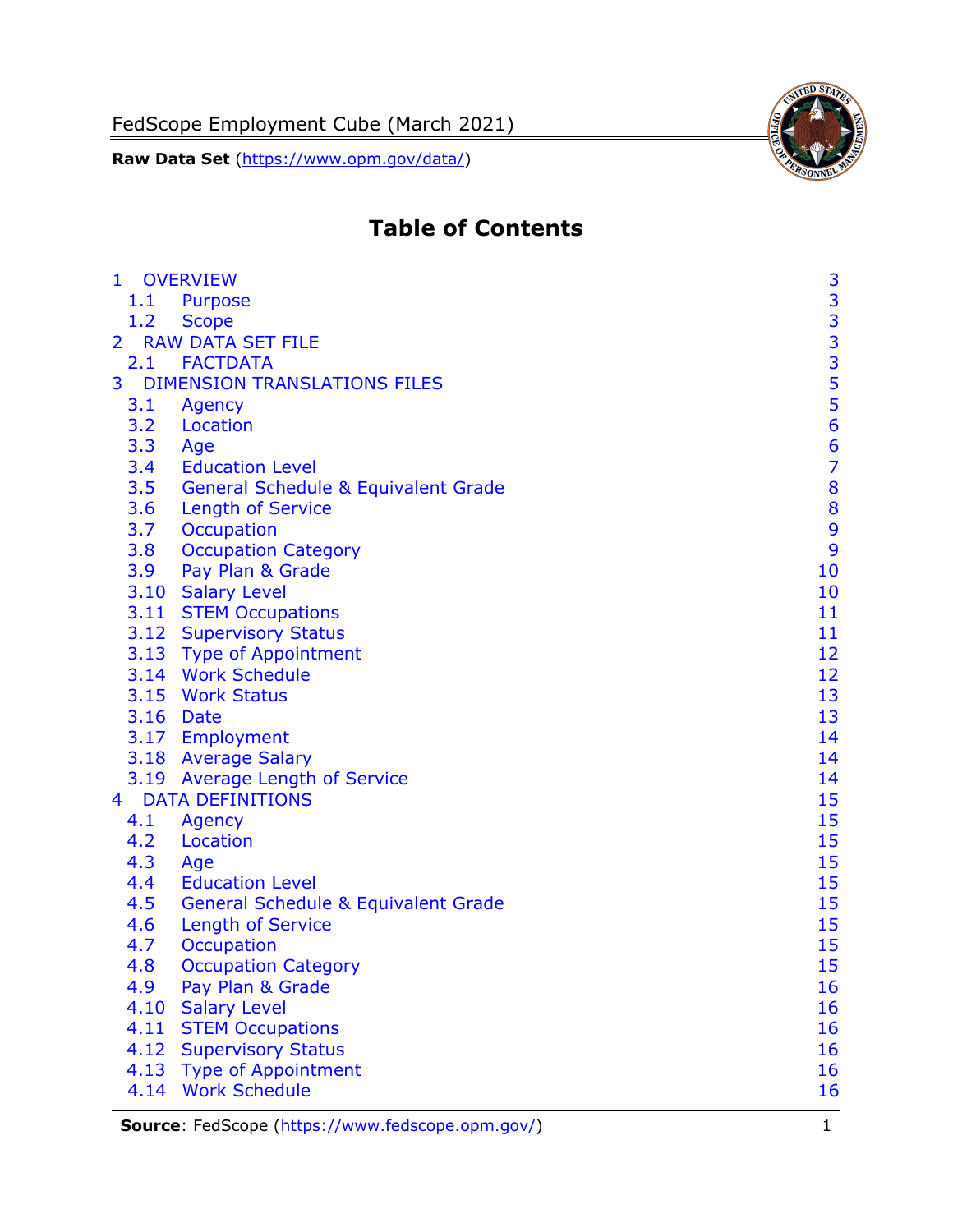# Table of Contents

| | | |
|---|---|---|
| 1 | OVERVIEW | 3 |
| 1.1 | Purpose | 3 |
| 1.2 | Scope | 3 |
| 2 | RAW DATA SET FILE | 3 |
| 2.1 | FACTDATA | 3 |
| 3 | DIMENSION TRANSLATIONS FILES | 5 |
| 3.1 | Agency | 5 |
| 3.2 | Location | 6 |
| 3.3 | Age | 6 |
| 3.4 | Education Level | 7 |
| 3.5 | General Schedule & Equivalent Grade | 8 |
| 3.6 | Length of Service | 8 |
| 3.7 | Occupation | 9 |
| 3.8 | Occupation Category | 9 |
| 3.9 | Pay Plan & Grade | 10 |
| 3.10 | Salary Level | 10 |
| 3.11 | STEM Occupations | 11 |
| 3.12 | Supervisory Status | 11 |
| 3.13 | Type of Appointment | 12 |
| 3.14 | Work Schedule | 12 |
| 3.15 | Work Status | 13 |
| 3.16 | Date | 13 |
| 3.17 | Employment | 14 |
| 3.18 | Average Salary | 14 |
| 3.19 | Average Length of Service | 14 |
| 4 | DATA DEFINITIONS | 15 |
| 4.1 | Agency | 15 |
| 4.2 | Location | 15 |
| 4.3 | Age | 15 |
| 4.4 | Education Level | 15 |
| 4.5 | General Schedule & Equivalent Grade | 15 |
| 4.6 | Length of Service | 15 |
| 4.7 | Occupation | 15 |
| 4.8 | Occupation Category | 15 |
| 4.9 | Pay Plan & Grade | 16 |
| 4.10 | Salary Level | 16 |
| 4.11 | STEM Occupations | 16 |
| 4.12 | Supervisory Status | 16 |
| 4.13 | Type of Appointment | 16 |
| 4.14 | Work Schedule | 16 |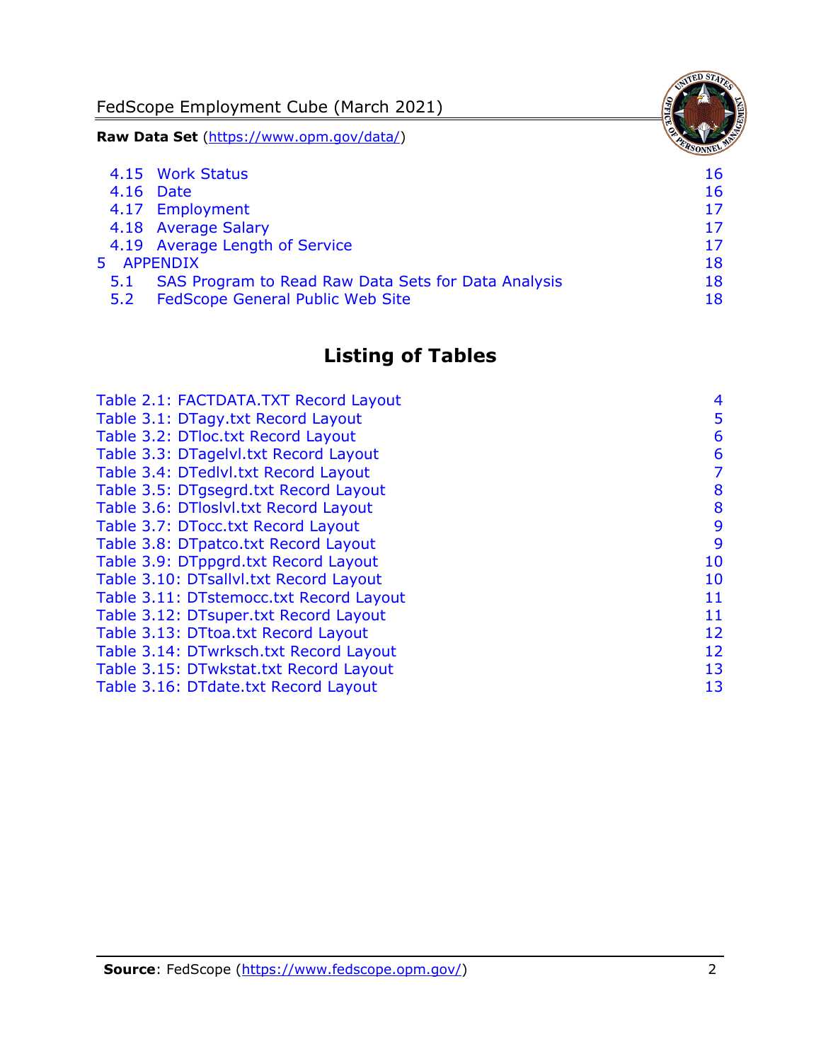4.15 Work Status 16
4.16 Date 16
4.17 Employment 17
4.18 Average Salary 17
4.19 Average Length of Service 17
5 APPENDIX 18
5.1 SAS Program to Read Raw Data Sets for Data Analysis 18
5.2 FedScope General Public Web Site 18

## Listing of Tables

Table 2.1: FACTDATA.TXT Record Layout 4
Table 3.1: DTagy.txt Record Layout 5
Table 3.2: DTloc.txt Record Layout 6
Table 3.3: DTagelvl.txt Record Layout 6
Table 3.4: DTedlvl.txt Record Layout 7
Table 3.5: DTgsegrd.txt Record Layout 8
Table 3.6: DTloslvl.txt Record Layout 8
Table 3.7: DTocc.txt Record Layout 9
Table 3.8: DTpatco.txt Record Layout 9
Table 3.9: DTppgrd.txt Record Layout 10
Table 3.10: DTsallvl.txt Record Layout 10
Table 3.11: DTstemocc.txt Record Layout 11
Table 3.12: DTsuper.txt Record Layout 11
Table 3.13: DTtoa.txt Record Layout 12
Table 3.14: DTwrksch.txt Record Layout 12
Table 3.15: DTwkstat.txt Record Layout 13
Table 3.16: DTdate.txt Record Layout 13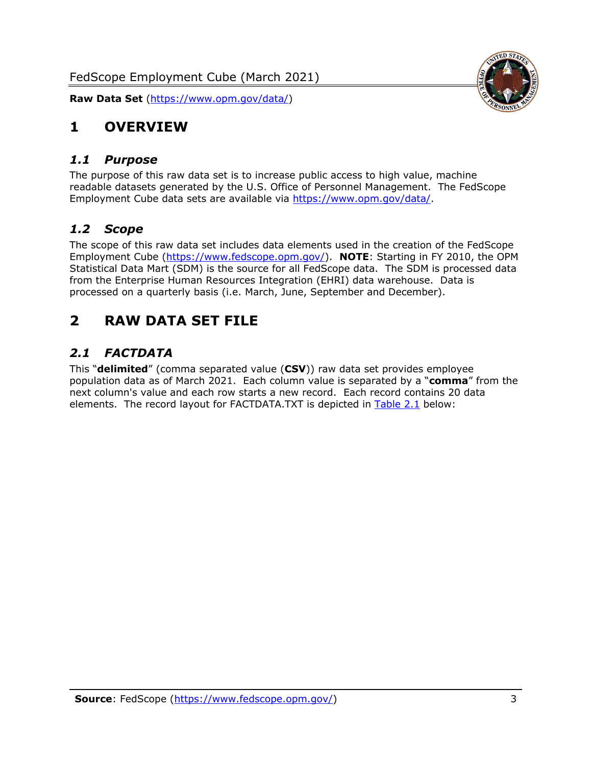# 1 OVERVIEW

## *1.1 Purpose*

The purpose of this raw data set is to increase public access to high value, machine readable datasets generated by the U.S. Office of Personnel Management. The FedScope Employment Cube data sets are available via https://www.opm.gov/data/.

## *1.2 Scope*

The scope of this raw data set includes data elements used in the creation of the FedScope Employment Cube (https://www.fedscope.opm.gov/). **NOTE**: Starting in FY 2010, the OPM Statistical Data Mart (SDM) is the source for all FedScope data. The SDM is processed data from the Enterprise Human Resources Integration (EHRI) data warehouse. Data is processed on a quarterly basis (i.e. March, June, September and December).

# 2 RAW DATA SET FILE

## *2.1 FACTDATA*

This "**delimited**" (comma separated value (**CSV**)) raw data set provides employee population data as of March 2021. Each column value is separated by a "**comma**" from the next column's value and each row starts a new record. Each record contains 20 data elements. The record layout for FACTDATA.TXT is depicted in Table 2.1 below: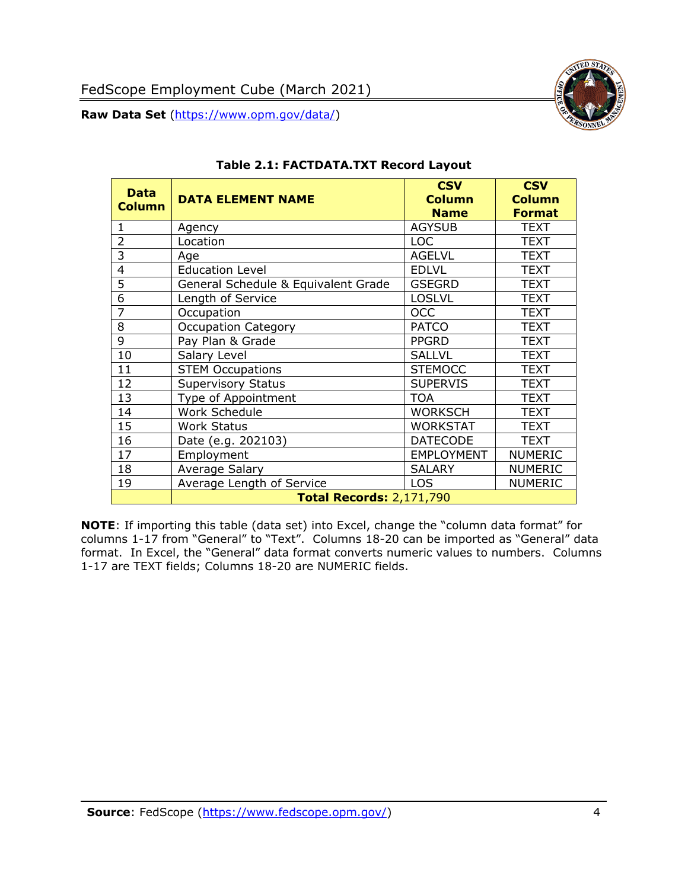**Table 2.1: FACTDATA.TXT Record Layout**

| Data Column | DATA ELEMENT NAME | CSV Column Name | CSV Column Format |
|---|---|---|---|
| 1 | Agency | AGYSUB | TEXT |
| 2 | Location | LOC | TEXT |
| 3 | Age | AGELVL | TEXT |
| 4 | Education Level | EDLVL | TEXT |
| 5 | General Schedule & Equivalent Grade | GSEGRD | TEXT |
| 6 | Length of Service | LOSLVL | TEXT |
| 7 | Occupation | OCC | TEXT |
| 8 | Occupation Category | PATCO | TEXT |
| 9 | Pay Plan & Grade | PPGRD | TEXT |
| 10 | Salary Level | SALLVL | TEXT |
| 11 | STEM Occupations | STEMOCC | TEXT |
| 12 | Supervisory Status | SUPERVIS | TEXT |
| 13 | Type of Appointment | TOA | TEXT |
| 14 | Work Schedule | WORKSCH | TEXT |
| 15 | Work Status | WORKSTAT | TEXT |
| 16 | Date (e.g. 202103) | DATECODE | TEXT |
| 17 | Employment | EMPLOYMENT | NUMERIC |
| 18 | Average Salary | SALARY | NUMERIC |
| 19 | Average Length of Service | LOS | NUMERIC |
| | **Total Records:** 2,171,790 | | |

**NOTE**: If importing this table (data set) into Excel, change the "column data format" for columns 1-17 from "General" to "Text". Columns 18-20 can be imported as "General" data format. In Excel, the "General" data format converts numeric values to numbers. Columns 1-17 are TEXT fields; Columns 18-20 are NUMERIC fields.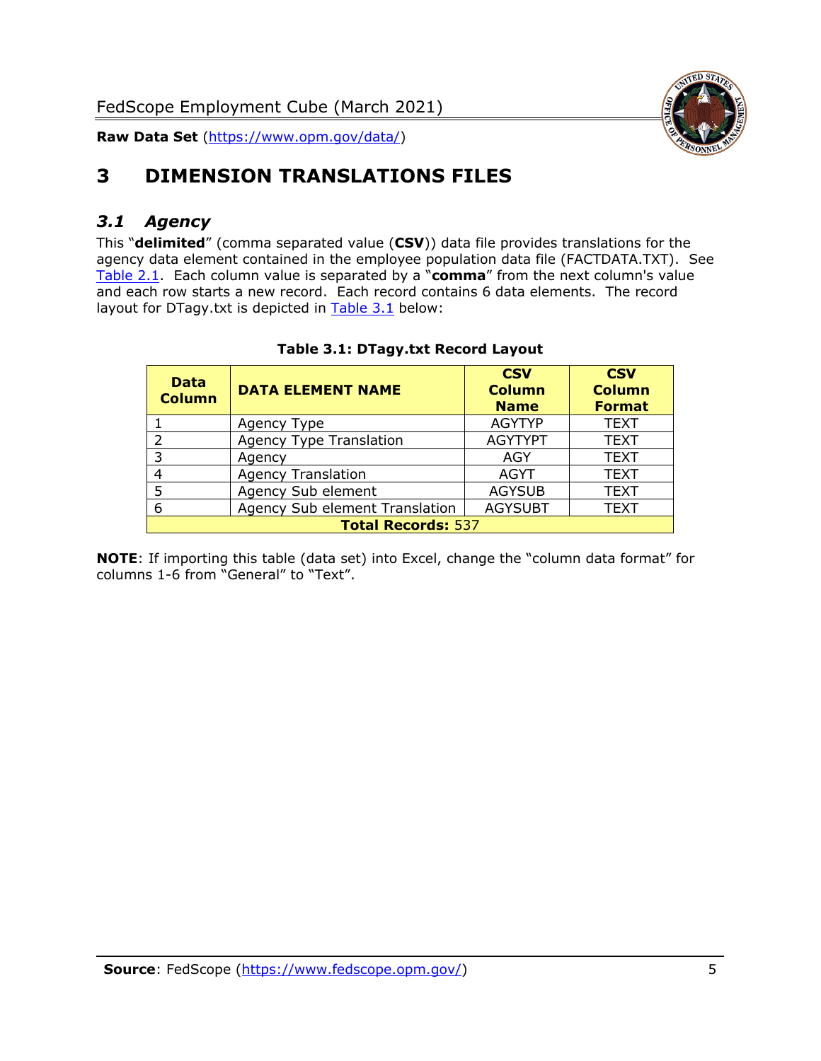# 3 DIMENSION TRANSLATIONS FILES

## *3.1 Agency*

This "**delimited**" (comma separated value (**CSV**)) data file provides translations for the agency data element contained in the employee population data file (FACTDATA.TXT). See Table 2.1. Each column value is separated by a "**comma**" from the next column's value and each row starts a new record. Each record contains 6 data elements. The record layout for DTagy.txt is depicted in Table 3.1 below:

**Table 3.1: DTagy.txt Record Layout**

| Data Column | DATA ELEMENT NAME | CSV Column Name | CSV Column Format |
|---|---|---|---|
| 1 | Agency Type | AGYTYP | TEXT |
| 2 | Agency Type Translation | AGYTYPT | TEXT |
| 3 | Agency | AGY | TEXT |
| 4 | Agency Translation | AGYT | TEXT |
| 5 | Agency Sub element | AGYSUB | TEXT |
| 6 | Agency Sub element Translation | AGYSUBT | TEXT |
| **Total Records:** 537 | | | |

**NOTE**: If importing this table (data set) into Excel, change the "column data format" for columns 1-6 from "General" to "Text".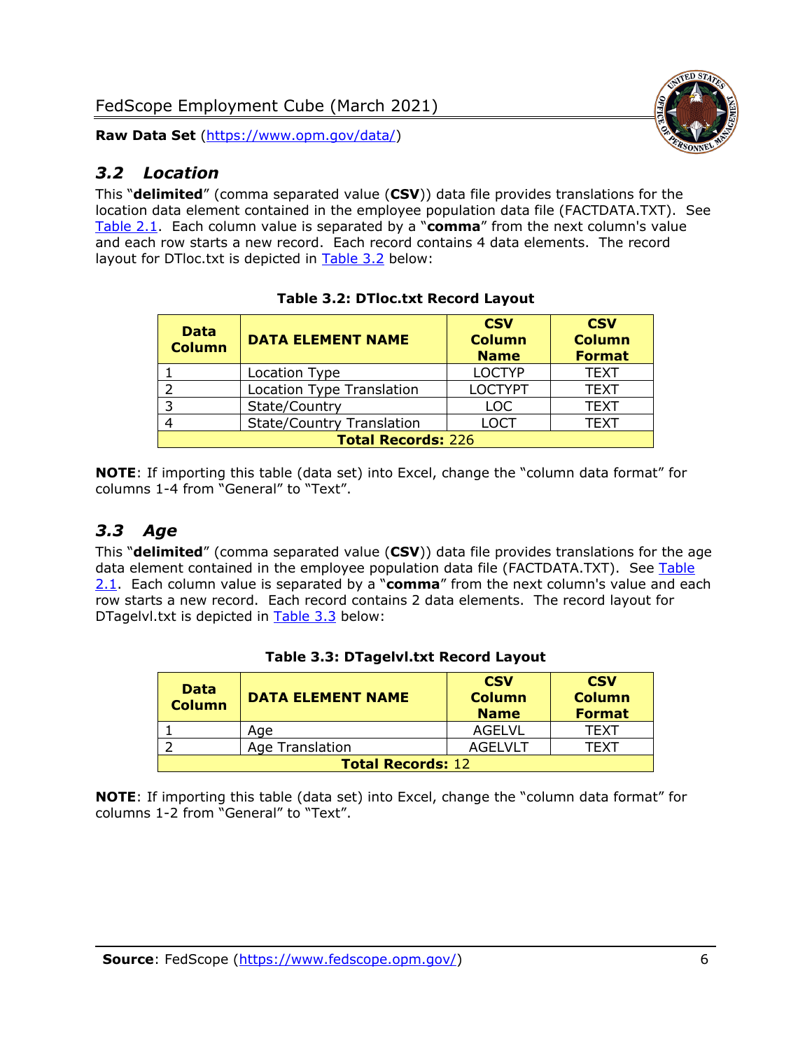## *3.2 Location*

This "**delimited**" (comma separated value (**CSV**)) data file provides translations for the location data element contained in the employee population data file (FACTDATA.TXT). See Table 2.1. Each column value is separated by a "**comma**" from the next column's value and each row starts a new record. Each record contains 4 data elements. The record layout for DTloc.txt is depicted in Table 3.2 below:

**Table 3.2: DTloc.txt Record Layout**

| Data Column | DATA ELEMENT NAME | CSV Column Name | CSV Column Format |
|---|---|---|---|
| 1 | Location Type | LOCTYP | TEXT |
| 2 | Location Type Translation | LOCTYPT | TEXT |
| 3 | State/Country | LOC | TEXT |
| 4 | State/Country Translation | LOCT | TEXT |
| **Total Records:** 226 | | | |

**NOTE**: If importing this table (data set) into Excel, change the "column data format" for columns 1-4 from "General" to "Text".

## *3.3 Age*

This "**delimited**" (comma separated value (**CSV**)) data file provides translations for the age data element contained in the employee population data file (FACTDATA.TXT). See Table 2.1. Each column value is separated by a "**comma**" from the next column's value and each row starts a new record. Each record contains 2 data elements. The record layout for DTagelvl.txt is depicted in Table 3.3 below:

**Table 3.3: DTagelvl.txt Record Layout**

| Data Column | DATA ELEMENT NAME | CSV Column Name | CSV Column Format |
|---|---|---|---|
| 1 | Age | AGELVL | TEXT |
| 2 | Age Translation | AGELVLT | TEXT |
| **Total Records:** 12 | | | |

**NOTE**: If importing this table (data set) into Excel, change the "column data format" for columns 1-2 from "General" to "Text".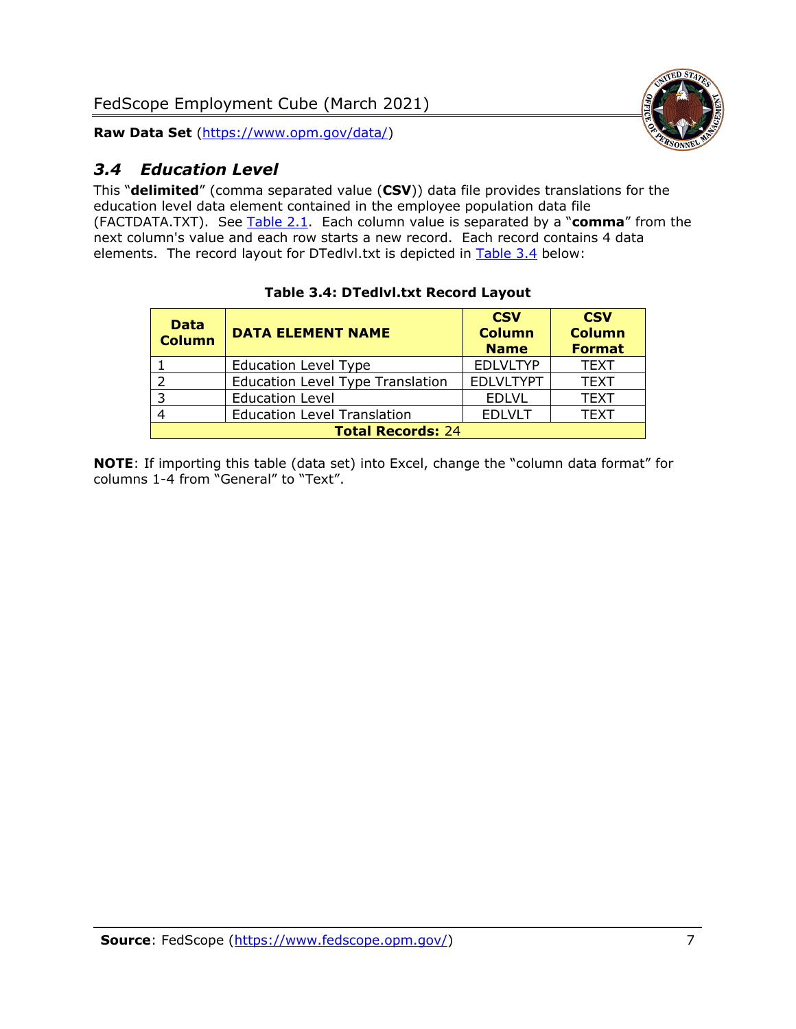## *3.4 Education Level*

This "**delimited**" (comma separated value (**CSV**)) data file provides translations for the education level data element contained in the employee population data file (FACTDATA.TXT). See Table 2.1. Each column value is separated by a "**comma**" from the next column's value and each row starts a new record. Each record contains 4 data elements. The record layout for DTedlvl.txt is depicted in Table 3.4 below:

**Table 3.4: DTedlvl.txt Record Layout**

| Data Column | DATA ELEMENT NAME | CSV Column Name | CSV Column Format |
|---|---|---|---|
| 1 | Education Level Type | EDLVLTYP | TEXT |
| 2 | Education Level Type Translation | EDLVLTYPT | TEXT |
| 3 | Education Level | EDLVL | TEXT |
| 4 | Education Level Translation | EDLVLT | TEXT |
| **Total Records:** 24 | | | |

**NOTE**: If importing this table (data set) into Excel, change the "column data format" for columns 1-4 from "General" to "Text".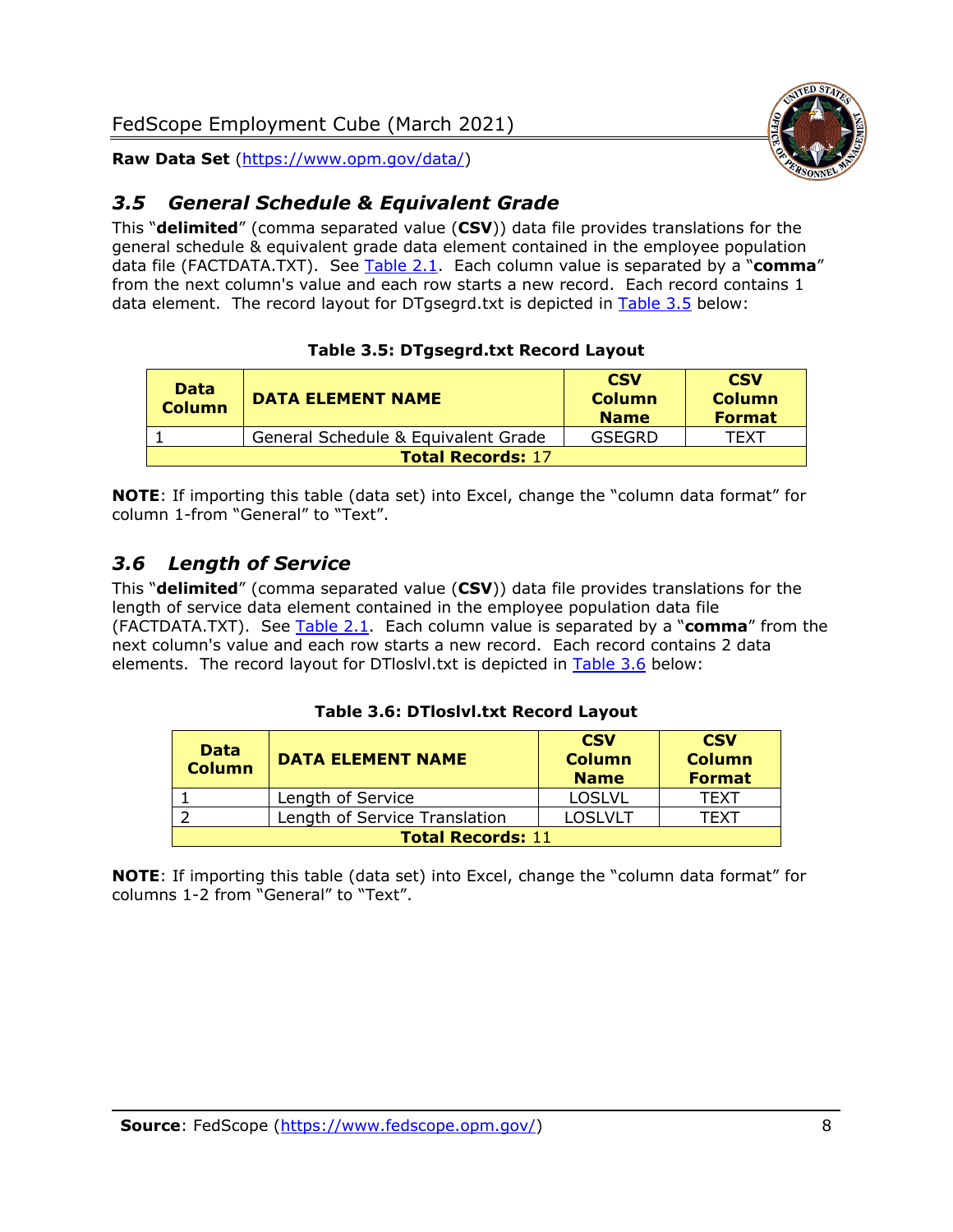## *3.5 General Schedule & Equivalent Grade*

This "**delimited**" (comma separated value (**CSV**)) data file provides translations for the general schedule & equivalent grade data element contained in the employee population data file (FACTDATA.TXT). See Table 2.1. Each column value is separated by a "**comma**" from the next column's value and each row starts a new record. Each record contains 1 data element. The record layout for DTgsegrd.txt is depicted in Table 3.5 below:

**Table 3.5: DTgsegrd.txt Record Layout**

| Data Column | DATA ELEMENT NAME | CSV Column Name | CSV Column Format |
|---|---|---|---|
| 1 | General Schedule & Equivalent Grade | GSEGRD | TEXT |
| **Total Records:** 17 | | | |

**NOTE**: If importing this table (data set) into Excel, change the "column data format" for column 1-from "General" to "Text".

## *3.6 Length of Service*

This "**delimited**" (comma separated value (**CSV**)) data file provides translations for the length of service data element contained in the employee population data file (FACTDATA.TXT). See Table 2.1. Each column value is separated by a "**comma**" from the next column's value and each row starts a new record. Each record contains 2 data elements. The record layout for DTloslvl.txt is depicted in Table 3.6 below:

**Table 3.6: DTloslvl.txt Record Layout**

| Data Column | DATA ELEMENT NAME | CSV Column Name | CSV Column Format |
|---|---|---|---|
| 1 | Length of Service | LOSLVL | TEXT |
| 2 | Length of Service Translation | LOSLVLT | TEXT |
| **Total Records:** 11 | | | |

**NOTE**: If importing this table (data set) into Excel, change the "column data format" for columns 1-2 from "General" to "Text".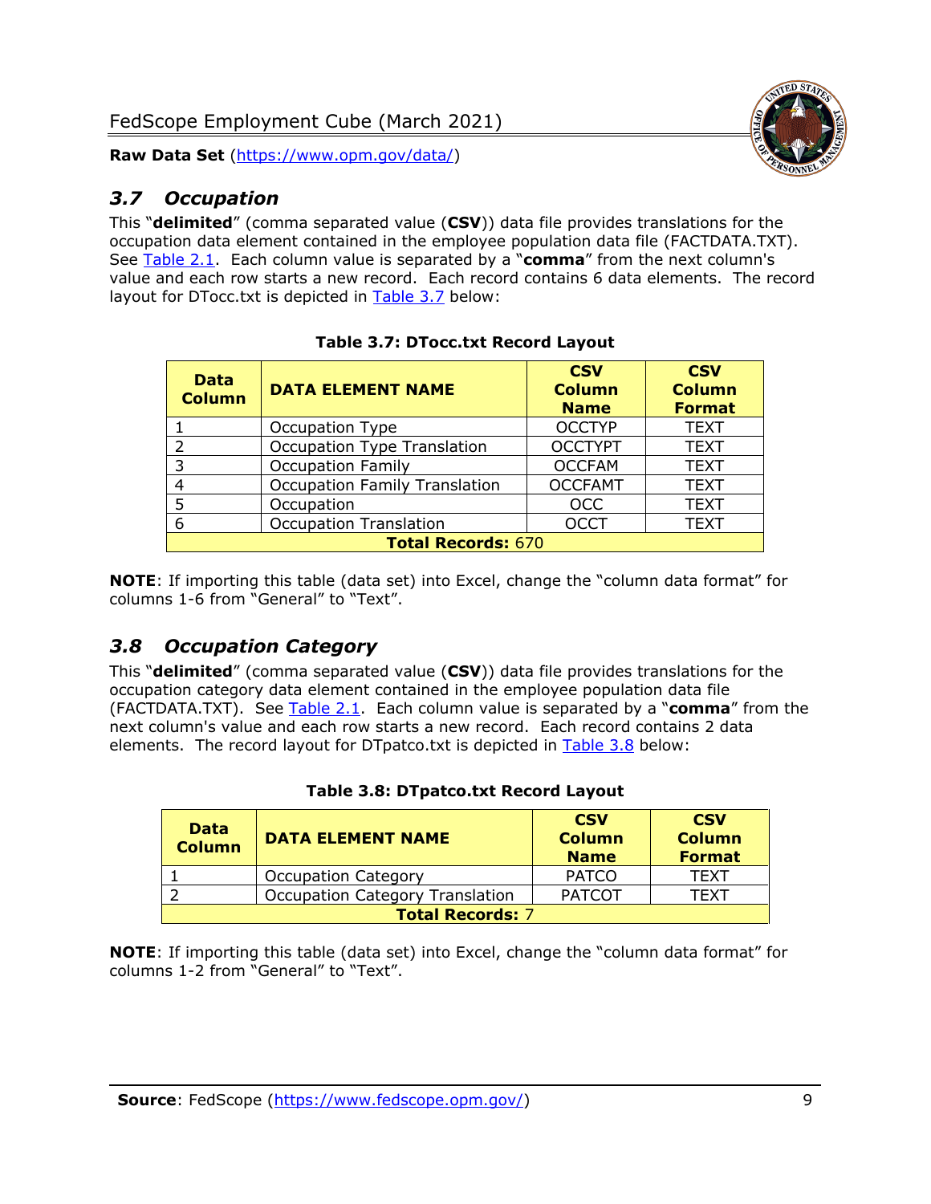## *3.7 Occupation*

This "**delimited**" (comma separated value (**CSV**)) data file provides translations for the occupation data element contained in the employee population data file (FACTDATA.TXT). See Table 2.1. Each column value is separated by a "**comma**" from the next column's value and each row starts a new record. Each record contains 6 data elements. The record layout for DTocc.txt is depicted in Table 3.7 below:

**Table 3.7: DTocc.txt Record Layout**

| Data Column | DATA ELEMENT NAME | CSV Column Name | CSV Column Format |
|---|---|---|---|
| 1 | Occupation Type | OCCTYP | TEXT |
| 2 | Occupation Type Translation | OCCTYPT | TEXT |
| 3 | Occupation Family | OCCFAM | TEXT |
| 4 | Occupation Family Translation | OCCFAMT | TEXT |
| 5 | Occupation | OCC | TEXT |
| 6 | Occupation Translation | OCCT | TEXT |
| **Total Records:** 670 | | | |

**NOTE**: If importing this table (data set) into Excel, change the "column data format" for columns 1-6 from "General" to "Text".

## *3.8 Occupation Category*

This "**delimited**" (comma separated value (**CSV**)) data file provides translations for the occupation category data element contained in the employee population data file (FACTDATA.TXT). See Table 2.1. Each column value is separated by a "**comma**" from the next column's value and each row starts a new record. Each record contains 2 data elements. The record layout for DTpatco.txt is depicted in Table 3.8 below:

**Table 3.8: DTpatco.txt Record Layout**

| Data Column | DATA ELEMENT NAME | CSV Column Name | CSV Column Format |
|---|---|---|---|
| 1 | Occupation Category | PATCO | TEXT |
| 2 | Occupation Category Translation | PATCOT | TEXT |
| **Total Records:** 7 | | | |

**NOTE**: If importing this table (data set) into Excel, change the "column data format" for columns 1-2 from "General" to "Text".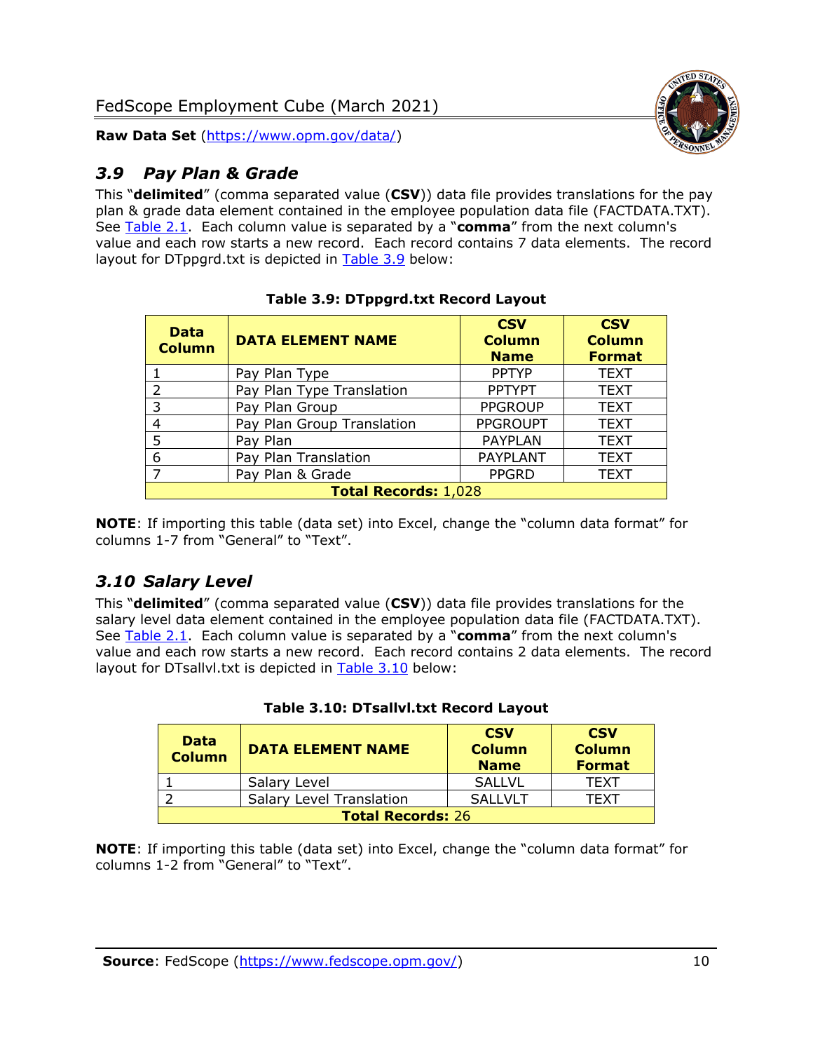## 3.9 Pay Plan & Grade

This "**delimited**" (comma separated value (**CSV**)) data file provides translations for the pay plan & grade data element contained in the employee population data file (FACTDATA.TXT). See Table 2.1. Each column value is separated by a "**comma**" from the next column's value and each row starts a new record. Each record contains 7 data elements. The record layout for DTppgrd.txt is depicted in Table 3.9 below:

**Table 3.9: DTppgrd.txt Record Layout**

| Data Column | DATA ELEMENT NAME | CSV Column Name | CSV Column Format |
|---|---|---|---|
| 1 | Pay Plan Type | PPTYP | TEXT |
| 2 | Pay Plan Type Translation | PPTYPT | TEXT |
| 3 | Pay Plan Group | PPGROUP | TEXT |
| 4 | Pay Plan Group Translation | PPGROUPT | TEXT |
| 5 | Pay Plan | PAYPLAN | TEXT |
| 6 | Pay Plan Translation | PAYPLANT | TEXT |
| 7 | Pay Plan & Grade | PPGRD | TEXT |
| **Total Records:** 1,028 | | | |

**NOTE**: If importing this table (data set) into Excel, change the "column data format" for columns 1-7 from "General" to "Text".

## 3.10 Salary Level

This "**delimited**" (comma separated value (**CSV**)) data file provides translations for the salary level data element contained in the employee population data file (FACTDATA.TXT). See Table 2.1. Each column value is separated by a "**comma**" from the next column's value and each row starts a new record. Each record contains 2 data elements. The record layout for DTsallvl.txt is depicted in Table 3.10 below:

**Table 3.10: DTsallvl.txt Record Layout**

| Data Column | DATA ELEMENT NAME | CSV Column Name | CSV Column Format |
|---|---|---|---|
| 1 | Salary Level | SALLVL | TEXT |
| 2 | Salary Level Translation | SALLVLT | TEXT |
| **Total Records:** 26 | | | |

**NOTE**: If importing this table (data set) into Excel, change the "column data format" for columns 1-2 from "General" to "Text".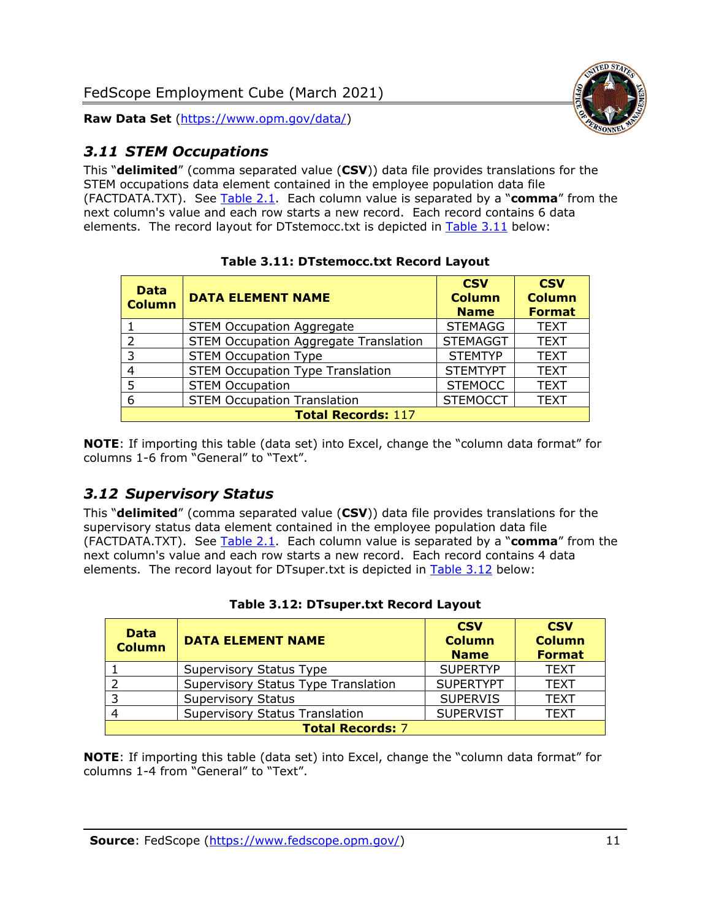### 3.11 STEM Occupations

This "**delimited**" (comma separated value (**CSV**)) data file provides translations for the STEM occupations data element contained in the employee population data file (FACTDATA.TXT). See Table 2.1. Each column value is separated by a "**comma**" from the next column's value and each row starts a new record. Each record contains 6 data elements. The record layout for DTstemocc.txt is depicted in Table 3.11 below:

**Table 3.11: DTstemocc.txt Record Layout**

| Data Column | DATA ELEMENT NAME | CSV Column Name | CSV Column Format |
|---|---|---|---|
| 1 | STEM Occupation Aggregate | STEMAGG | TEXT |
| 2 | STEM Occupation Aggregate Translation | STEMAGGT | TEXT |
| 3 | STEM Occupation Type | STEMTYP | TEXT |
| 4 | STEM Occupation Type Translation | STEMTYPT | TEXT |
| 5 | STEM Occupation | STEMOCC | TEXT |
| 6 | STEM Occupation Translation | STEMOCCT | TEXT |
| **Total Records:** 117 | | | |

**NOTE**: If importing this table (data set) into Excel, change the "column data format" for columns 1-6 from "General" to "Text".

### 3.12 Supervisory Status

This "**delimited**" (comma separated value (**CSV**)) data file provides translations for the supervisory status data element contained in the employee population data file (FACTDATA.TXT). See Table 2.1. Each column value is separated by a "**comma**" from the next column's value and each row starts a new record. Each record contains 4 data elements. The record layout for DTsuper.txt is depicted in Table 3.12 below:

**Table 3.12: DTsuper.txt Record Layout**

| Data Column | DATA ELEMENT NAME | CSV Column Name | CSV Column Format |
|---|---|---|---|
| 1 | Supervisory Status Type | SUPERTYP | TEXT |
| 2 | Supervisory Status Type Translation | SUPERTYPT | TEXT |
| 3 | Supervisory Status | SUPERVIS | TEXT |
| 4 | Supervisory Status Translation | SUPERVIST | TEXT |
| **Total Records:** 7 | | | |

**NOTE**: If importing this table (data set) into Excel, change the "column data format" for columns 1-4 from "General" to "Text".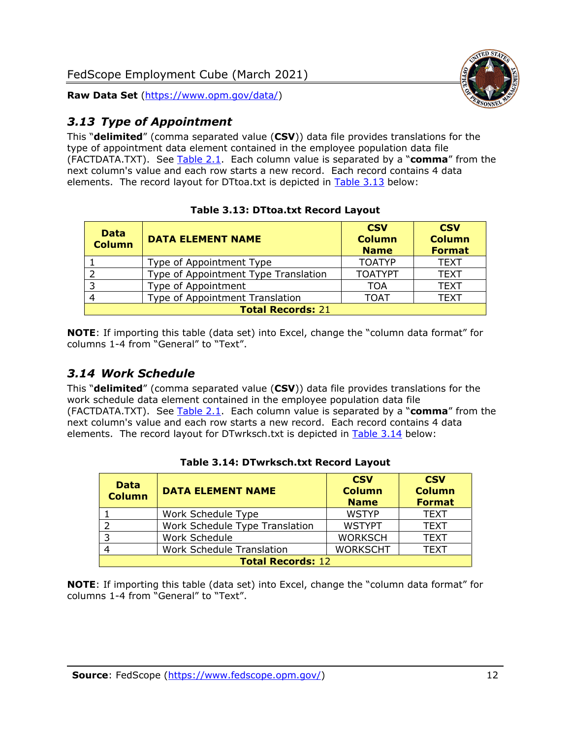## *3.13 Type of Appointment*

This "**delimited**" (comma separated value (**CSV**)) data file provides translations for the type of appointment data element contained in the employee population data file (FACTDATA.TXT). See Table 2.1. Each column value is separated by a "**comma**" from the next column's value and each row starts a new record. Each record contains 4 data elements. The record layout for DTtoa.txt is depicted in Table 3.13 below:

**Table 3.13: DTtoa.txt Record Layout**

| Data Column | DATA ELEMENT NAME | CSV Column Name | CSV Column Format |
|---|---|---|---|
| 1 | Type of Appointment Type | TOATYP | TEXT |
| 2 | Type of Appointment Type Translation | TOATYPT | TEXT |
| 3 | Type of Appointment | TOA | TEXT |
| 4 | Type of Appointment Translation | TOAT | TEXT |
| **Total Records:** 21 | | | |

**NOTE**: If importing this table (data set) into Excel, change the "column data format" for columns 1-4 from "General" to "Text".

## *3.14 Work Schedule*

This "**delimited**" (comma separated value (**CSV**)) data file provides translations for the work schedule data element contained in the employee population data file (FACTDATA.TXT). See Table 2.1. Each column value is separated by a "**comma**" from the next column's value and each row starts a new record. Each record contains 4 data elements. The record layout for DTwrksch.txt is depicted in Table 3.14 below:

**Table 3.14: DTwrksch.txt Record Layout**

| Data Column | DATA ELEMENT NAME | CSV Column Name | CSV Column Format |
|---|---|---|---|
| 1 | Work Schedule Type | WSTYP | TEXT |
| 2 | Work Schedule Type Translation | WSTYPT | TEXT |
| 3 | Work Schedule | WORKSCH | TEXT |
| 4 | Work Schedule Translation | WORKSCHT | TEXT |
| **Total Records:** 12 | | | |

**NOTE**: If importing this table (data set) into Excel, change the "column data format" for columns 1-4 from "General" to "Text".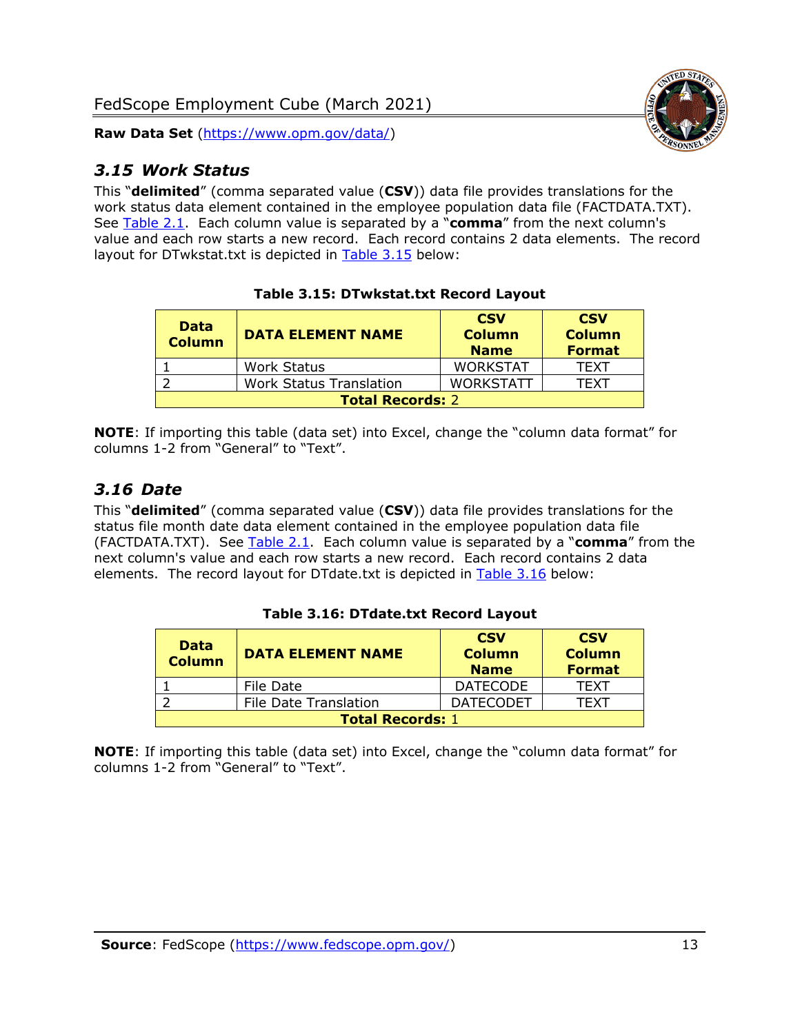### *3.15 Work Status*

This "**delimited**" (comma separated value (**CSV**)) data file provides translations for the work status data element contained in the employee population data file (FACTDATA.TXT). See Table 2.1. Each column value is separated by a "**comma**" from the next column's value and each row starts a new record. Each record contains 2 data elements. The record layout for DTwkstat.txt is depicted in Table 3.15 below:

**Table 3.15: DTwkstat.txt Record Layout**

| Data Column | DATA ELEMENT NAME | CSV Column Name | CSV Column Format |
|---|---|---|---|
| 1 | Work Status | WORKSTAT | TEXT |
| 2 | Work Status Translation | WORKSTATT | TEXT |
| **Total Records:** 2 | | | |

**NOTE**: If importing this table (data set) into Excel, change the "column data format" for columns 1-2 from "General" to "Text".

### *3.16 Date*

This "**delimited**" (comma separated value (**CSV**)) data file provides translations for the status file month date data element contained in the employee population data file (FACTDATA.TXT). See Table 2.1. Each column value is separated by a "**comma**" from the next column's value and each row starts a new record. Each record contains 2 data elements. The record layout for DTdate.txt is depicted in Table 3.16 below:

**Table 3.16: DTdate.txt Record Layout**

| Data Column | DATA ELEMENT NAME | CSV Column Name | CSV Column Format |
|---|---|---|---|
| 1 | File Date | DATECODE | TEXT |
| 2 | File Date Translation | DATECODET | TEXT |
| **Total Records:** 1 | | | |

**NOTE**: If importing this table (data set) into Excel, change the "column data format" for columns 1-2 from "General" to "Text".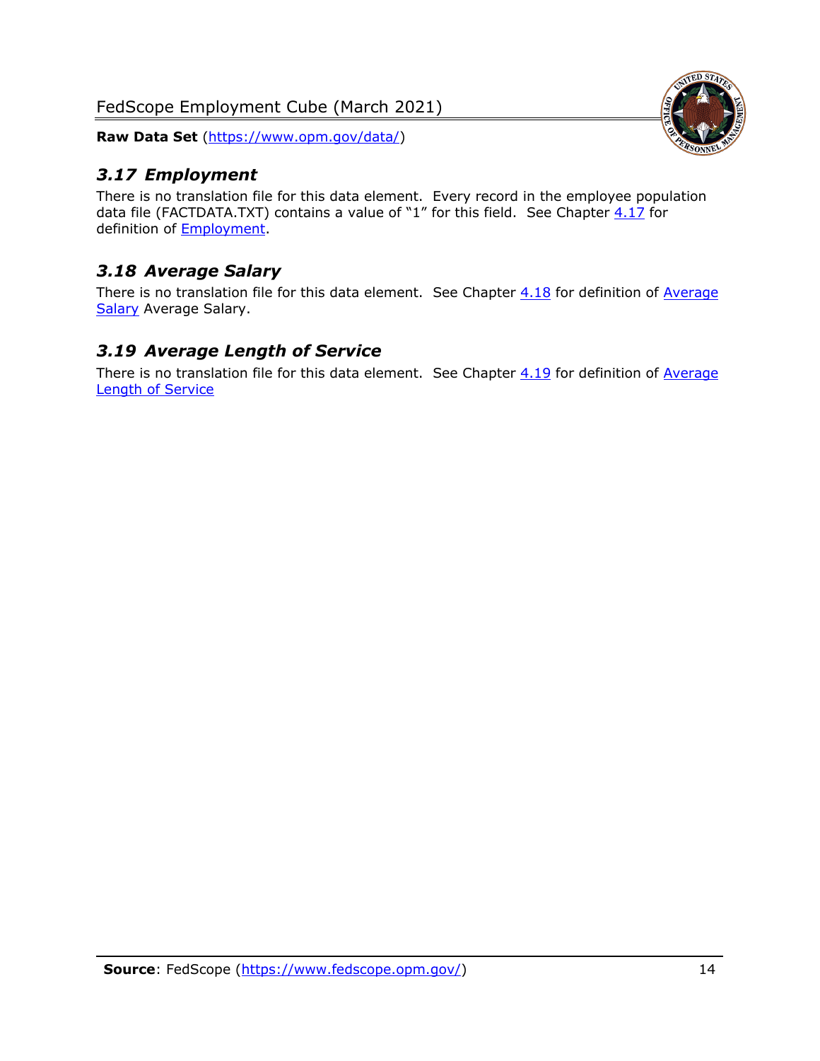### *3.17 Employment*

There is no translation file for this data element. Every record in the employee population data file (FACTDATA.TXT) contains a value of "1" for this field. See Chapter 4.17 for definition of Employment.

### *3.18 Average Salary*

There is no translation file for this data element. See Chapter 4.18 for definition of Average Salary Average Salary.

### *3.19 Average Length of Service*

There is no translation file for this data element. See Chapter 4.19 for definition of Average Length of Service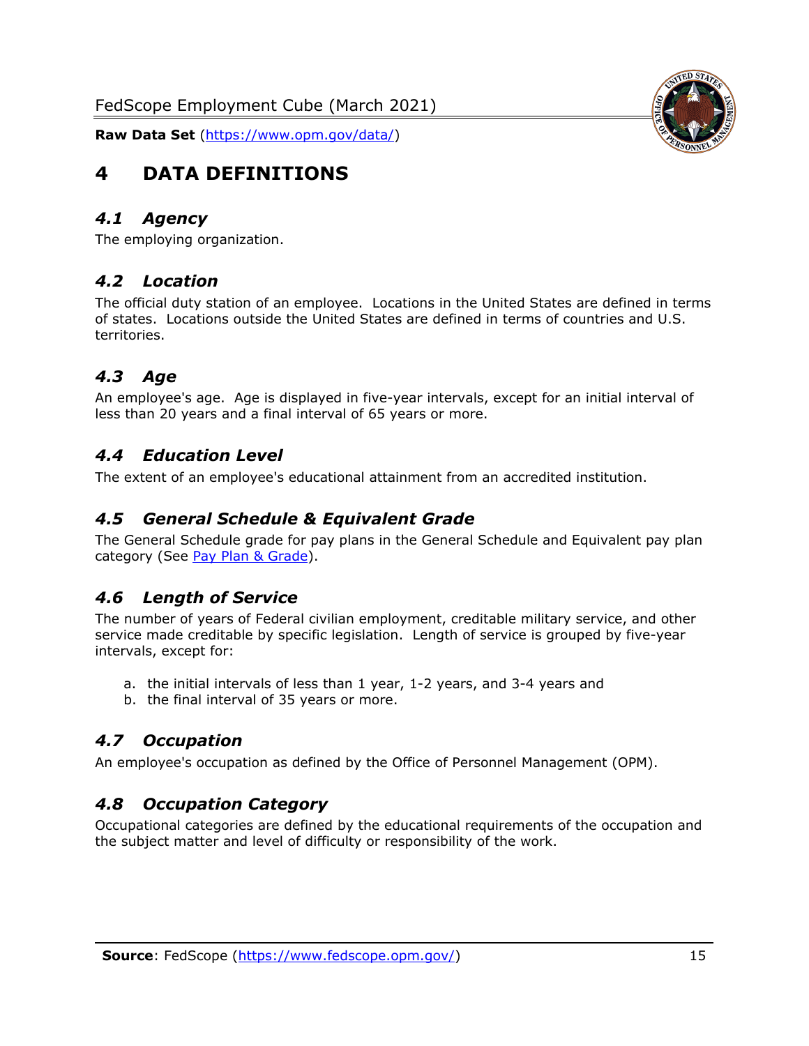# 4 DATA DEFINITIONS

## *4.1 Agency*

The employing organization.

## *4.2 Location*

The official duty station of an employee. Locations in the United States are defined in terms of states. Locations outside the United States are defined in terms of countries and U.S. territories.

## *4.3 Age*

An employee's age. Age is displayed in five-year intervals, except for an initial interval of less than 20 years and a final interval of 65 years or more.

## *4.4 Education Level*

The extent of an employee's educational attainment from an accredited institution.

## *4.5 General Schedule & Equivalent Grade*

The General Schedule grade for pay plans in the General Schedule and Equivalent pay plan category (See Pay Plan & Grade).

## *4.6 Length of Service*

The number of years of Federal civilian employment, creditable military service, and other service made creditable by specific legislation. Length of service is grouped by five-year intervals, except for:

a. the initial intervals of less than 1 year, 1-2 years, and 3-4 years and
b. the final interval of 35 years or more.

## *4.7 Occupation*

An employee's occupation as defined by the Office of Personnel Management (OPM).

## *4.8 Occupation Category*

Occupational categories are defined by the educational requirements of the occupation and the subject matter and level of difficulty or responsibility of the work.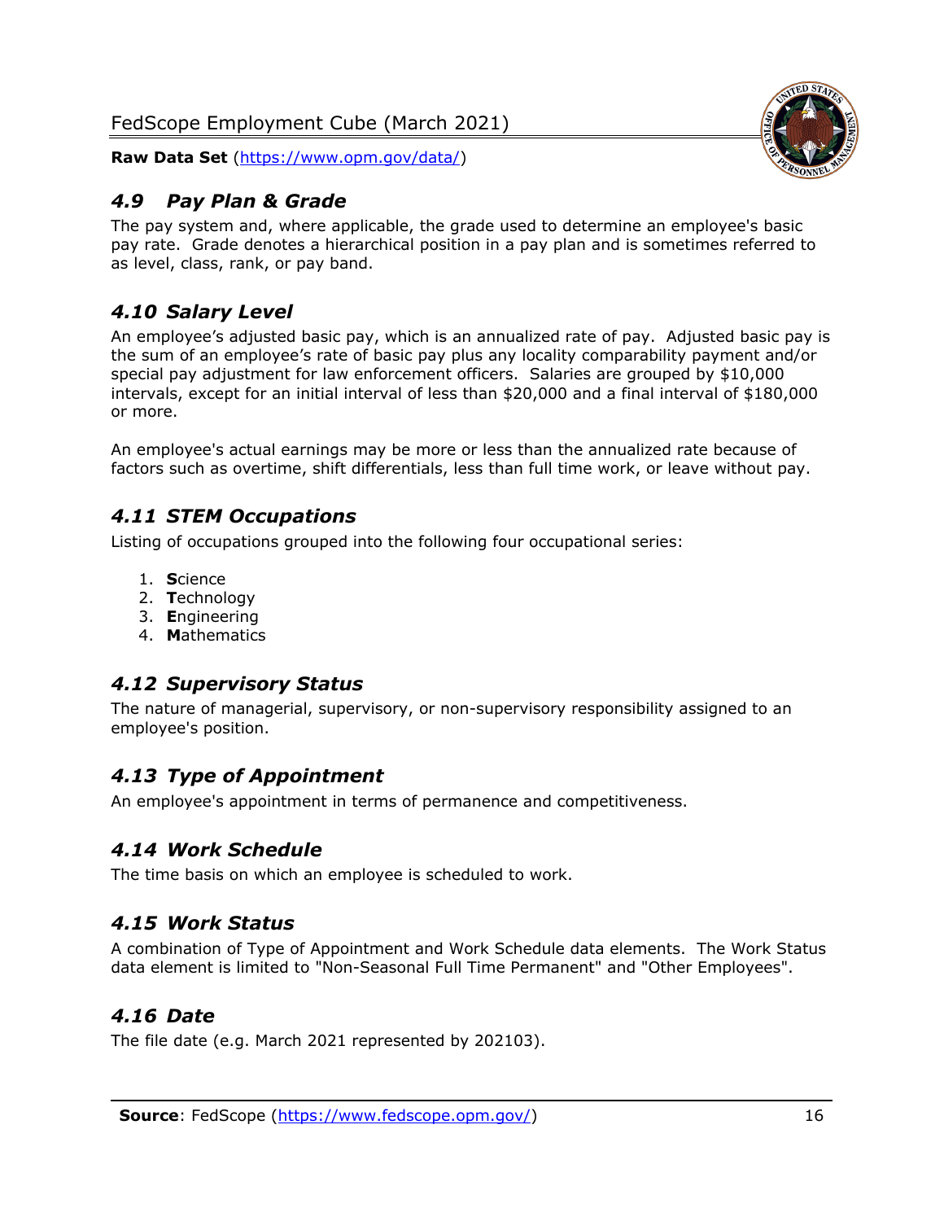### *4.9 Pay Plan & Grade*

The pay system and, where applicable, the grade used to determine an employee's basic pay rate. Grade denotes a hierarchical position in a pay plan and is sometimes referred to as level, class, rank, or pay band.

### *4.10 Salary Level*

An employee's adjusted basic pay, which is an annualized rate of pay. Adjusted basic pay is the sum of an employee's rate of basic pay plus any locality comparability payment and/or special pay adjustment for law enforcement officers. Salaries are grouped by $10,000 intervals, except for an initial interval of less than $20,000 and a final interval of $180,000 or more.

An employee's actual earnings may be more or less than the annualized rate because of factors such as overtime, shift differentials, less than full time work, or leave without pay.

### *4.11 STEM Occupations*

Listing of occupations grouped into the following four occupational series:

1. **S**cience
2. **T**echnology
3. **E**ngineering
4. **M**athematics

### *4.12 Supervisory Status*

The nature of managerial, supervisory, or non-supervisory responsibility assigned to an employee's position.

### *4.13 Type of Appointment*

An employee's appointment in terms of permanence and competitiveness.

### *4.14 Work Schedule*

The time basis on which an employee is scheduled to work.

### *4.15 Work Status*

A combination of Type of Appointment and Work Schedule data elements. The Work Status data element is limited to "Non-Seasonal Full Time Permanent" and "Other Employees".

### *4.16 Date*

The file date (e.g. March 2021 represented by 202103).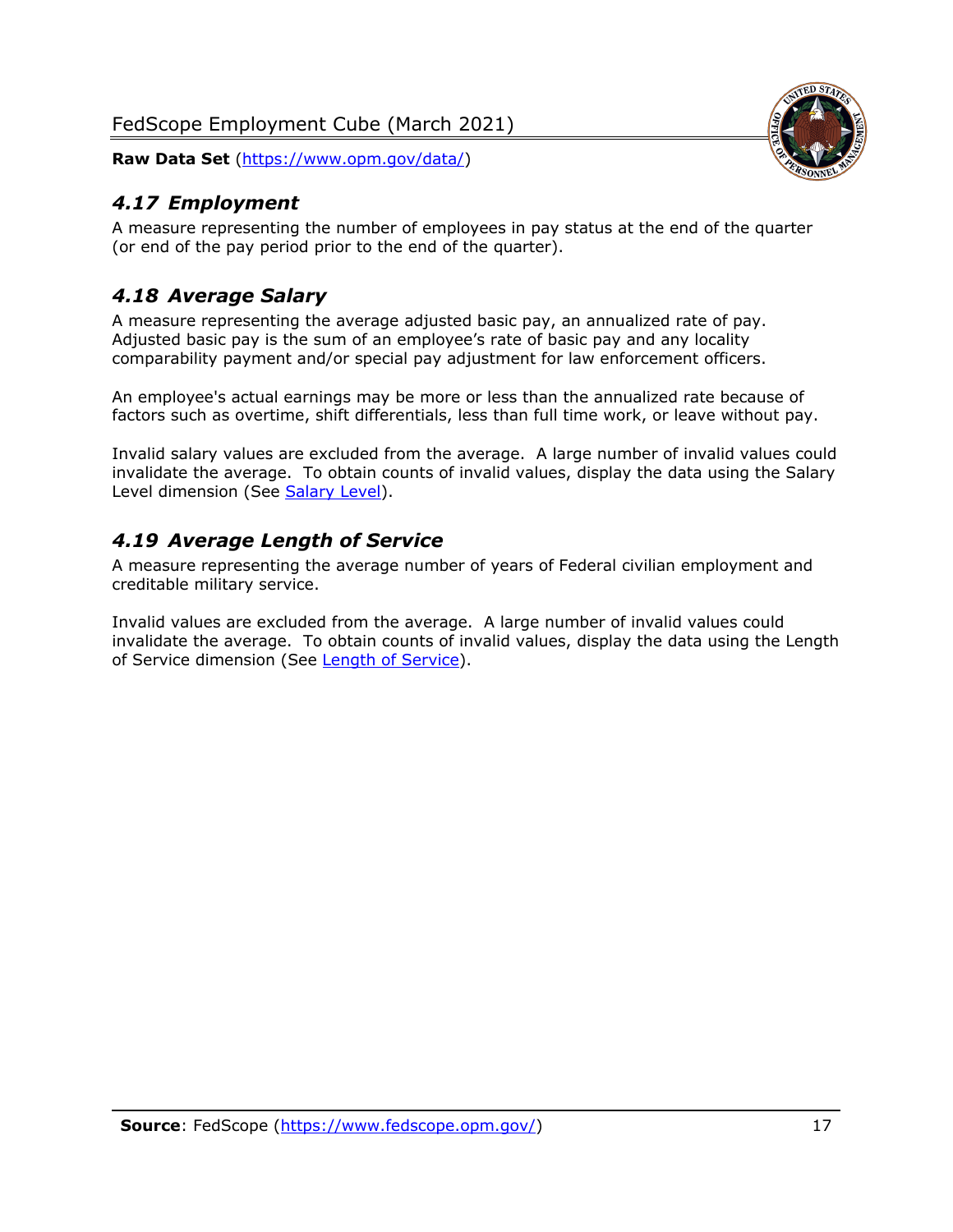## *4.17 Employment*

A measure representing the number of employees in pay status at the end of the quarter (or end of the pay period prior to the end of the quarter).

## *4.18 Average Salary*

A measure representing the average adjusted basic pay, an annualized rate of pay. Adjusted basic pay is the sum of an employee's rate of basic pay and any locality comparability payment and/or special pay adjustment for law enforcement officers.

An employee's actual earnings may be more or less than the annualized rate because of factors such as overtime, shift differentials, less than full time work, or leave without pay.

Invalid salary values are excluded from the average. A large number of invalid values could invalidate the average. To obtain counts of invalid values, display the data using the Salary Level dimension (See Salary Level).

## *4.19 Average Length of Service*

A measure representing the average number of years of Federal civilian employment and creditable military service.

Invalid values are excluded from the average. A large number of invalid values could invalidate the average. To obtain counts of invalid values, display the data using the Length of Service dimension (See Length of Service).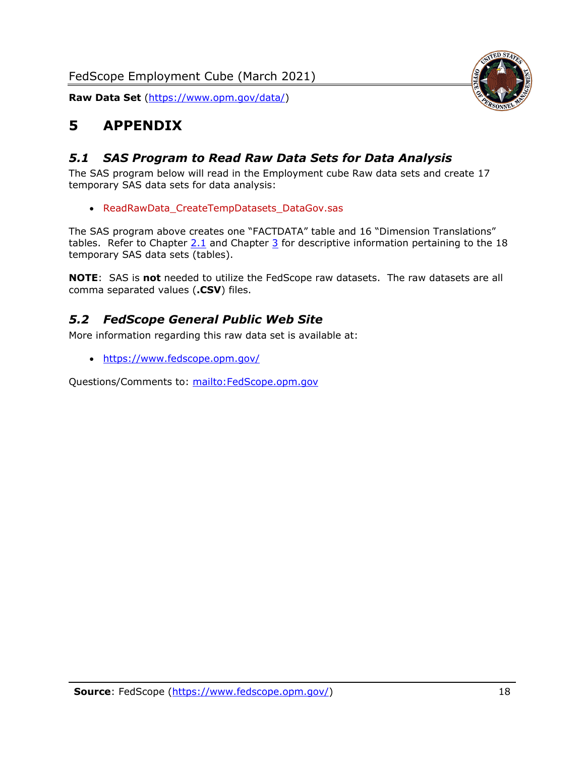# 5 APPENDIX

## *5.1 SAS Program to Read Raw Data Sets for Data Analysis*

The SAS program below will read in the Employment cube Raw data sets and create 17 temporary SAS data sets for data analysis:

- ReadRawData_CreateTempDatasets_DataGov.sas

The SAS program above creates one "FACTDATA" table and 16 "Dimension Translations" tables. Refer to Chapter 2.1 and Chapter 3 for descriptive information pertaining to the 18 temporary SAS data sets (tables).

**NOTE**: SAS is **not** needed to utilize the FedScope raw datasets. The raw datasets are all comma separated values (**.CSV**) files.

## *5.2 FedScope General Public Web Site*

More information regarding this raw data set is available at:

- https://www.fedscope.opm.gov/

Questions/Comments to: mailto:FedScope.opm.gov